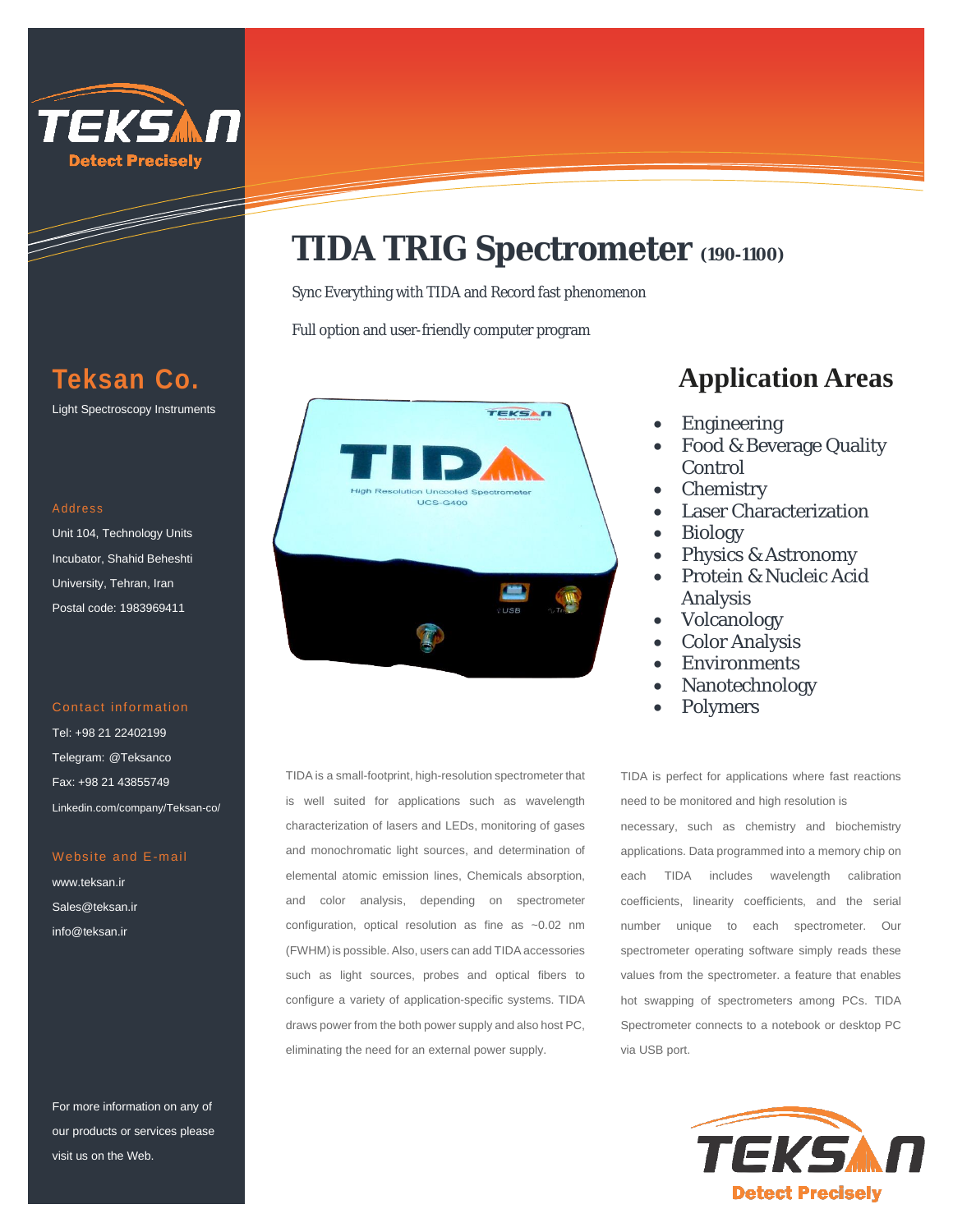# TIDA TRIG Spectrometer (190-1100)

Sync Everything with TIDA and Record fast phenomenon

Full option and user-friendly computer program

## Teksan Co.

Light Spectroscopy Instruments

### Address

Unit 104, Technology Units Incubator, Shahid Beheshti University, Tehran, Iran

Postal code: 1983969411

### Contact information

Tel: +98 21 22402199

Telegram: @Teksanco

Fax: +98 21 43855749

Linkedin.com/company/Teksan-co/

### Website and E-mail

www.teksan.ir

Sales@teksan.ir

info@teksan.ir

For more information on any of our products or services please visit us on the Web.

## Application Areas

- Engineering
- Food & Beverage Quality Control
- Chemistry
- Laser Characterization
- Biology
- Physics & Astronomy
- Protein & Nucleic Acid Analysis
- Volcanology
- Color Analysis
- Environments
- Nanotechnology
- Polymers

TIDA is a small-footprint, high-resolution spectrometer that is well suited for applications such as wavelength characterization of lasers and LEDs, monitoring of gases and monochromatic light sources, and determination of elemental atomic emission lines, Chemicals absorption, and color analysis, depending on spectrometer configuration, optical resolution as fine as ~0.02 nm (FWHM) is possible. Also, users can add TIDA accessories such as light sources, probes and optical fibers to configure a variety of application-specific systems. TIDA draws power from the both power supply and also host PC, eliminating the need for an external power supply.

TIDA is perfect for applications where fast reactions need to be monitored and high resolution is necessary, such as chemistry and biochemistry applications. Data programmed into a memory chip on each TIDA includes wavelength calibration coefficients, linearity coefficients, and the serial number unique to each spectrometer. Our spectrometer operating software simply reads these values from the spectrometer. a feature that enables hot swapping of spectrometers among PCs. TIDA Spectrometer connects to a notebook or desktop PC via USB port.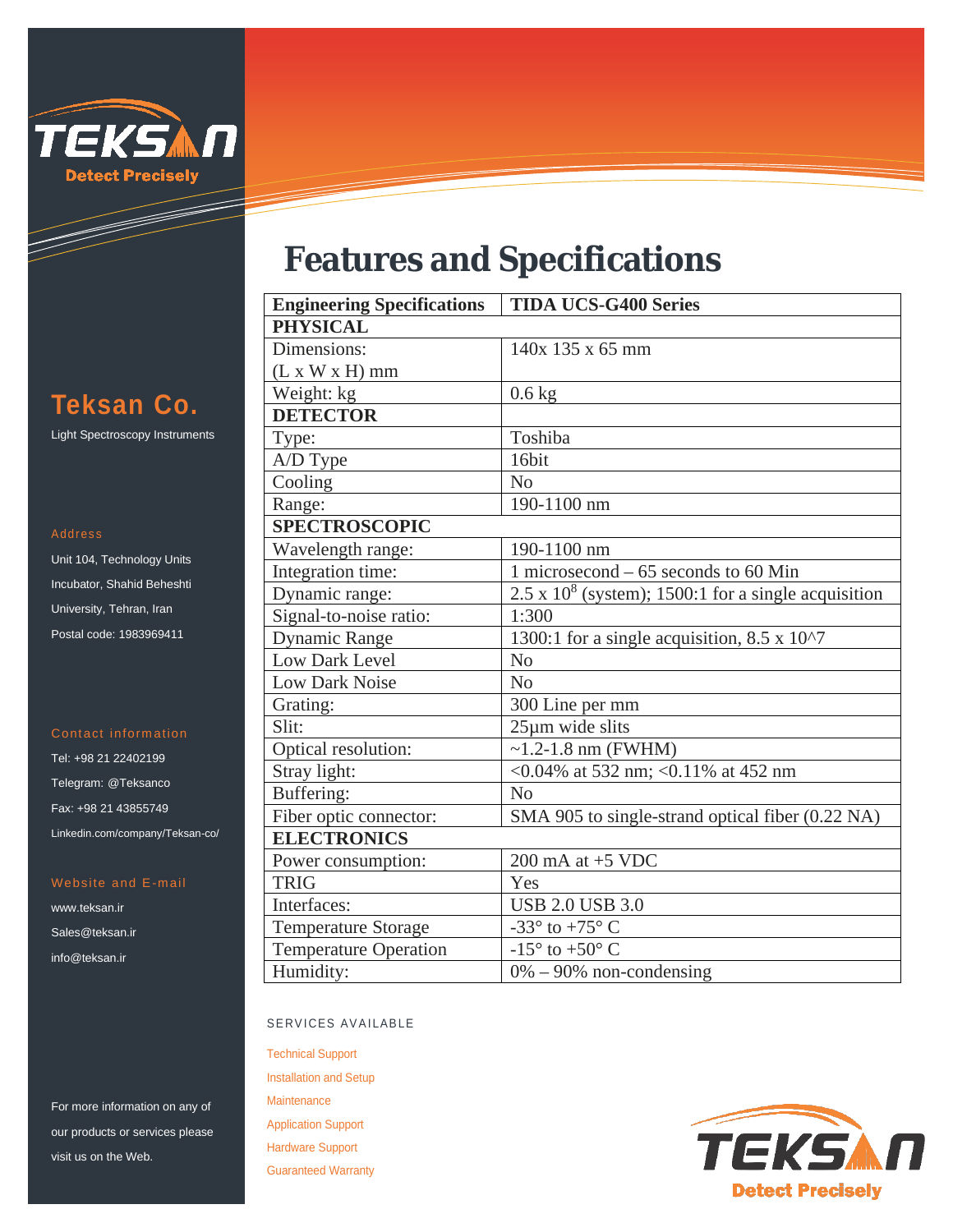TEKSAN
Detect Precisely

## Teksan Co.

Light Spectroscopy Instruments

Address

Unit 104, Technology Units Incubator, Shahid Beheshti University, Tehran, Iran

Postal code: 1983969411

Contact information

Tel: +98 21 22402199

Telegram: @Teksanco

Fax: +98 21 43855749

Linkedin.com/company/Teksan-co/

Website and E-mail

www.teksan.ir

Sales@teksan.ir

info@teksan.ir

For more information on any of our products or services please visit us on the Web.

# Features and Specifications

| Engineering Specifications | TIDA UCS-G400 Series |
|---|---|
| **PHYSICAL** | |
| Dimensions: (L x W x H) mm | 140x 135 x 65 mm |
| Weight: kg | 0.6 kg |
| **DETECTOR** | |
| Type: | Toshiba |
| A/D Type | 16bit |
| Cooling | No |
| Range: | 190-1100 nm |
| **SPECTROSCOPIC** | |
| Wavelength range: | 190-1100 nm |
| Integration time: | 1 microsecond – 65 seconds to 60 Min |
| Dynamic range: | 2.5 x $10^8$ (system); 1500:1 for a single acquisition |
| Signal-to-noise ratio: | 1:300 |
| Dynamic Range | 1300:1 for a single acquisition, 8.5 x 10^7 |
| Low Dark Level | No |
| Low Dark Noise | No |
| Grating: | 300 Line per mm |
| Slit: | 25µm wide slits |
| Optical resolution: | ~1.2-1.8 nm (FWHM) |
| Stray light: | <0.04% at 532 nm; <0.11% at 452 nm |
| Buffering: | No |
| Fiber optic connector: | SMA 905 to single-strand optical fiber (0.22 NA) |
| **ELECTRONICS** | |
| Power consumption: | 200 mA at +5 VDC |
| TRIG | Yes |
| Interfaces: | USB 2.0 USB 3.0 |
| Temperature Storage | -33° to +75° C |
| Temperature Operation | -15° to +50° C |
| Humidity: | 0% – 90% non-condensing |

SERVICES AVAILABLE

- Technical Support
- Installation and Setup
- Maintenance
- Application Support
- Hardware Support
- Guaranteed Warranty

TEKSAN
Detect Precisely